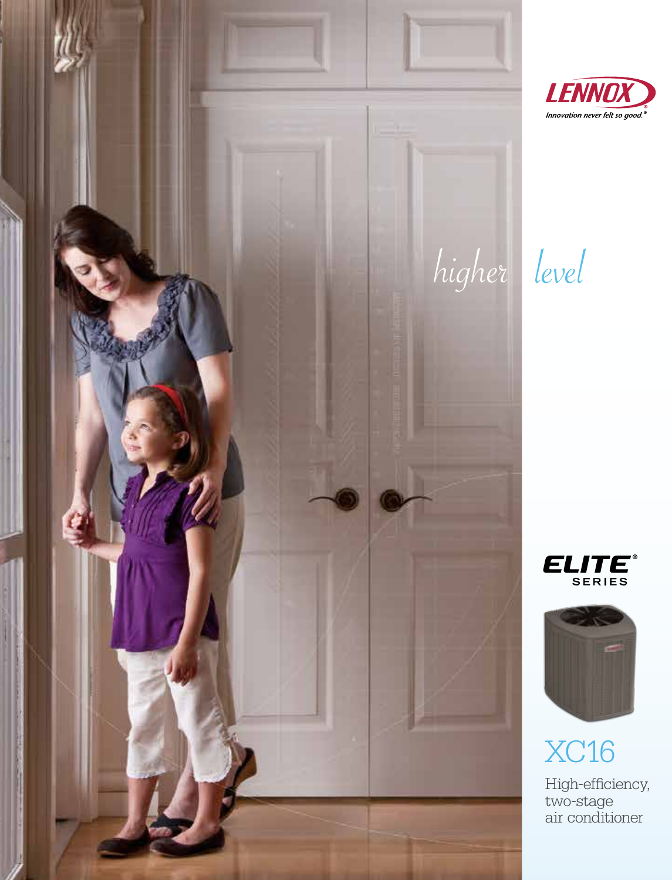LENNOX®

*Innovation never felt so good.®*

# *higher level*

ELITE® SERIES

## XC16

High-efficiency, two-stage air conditioner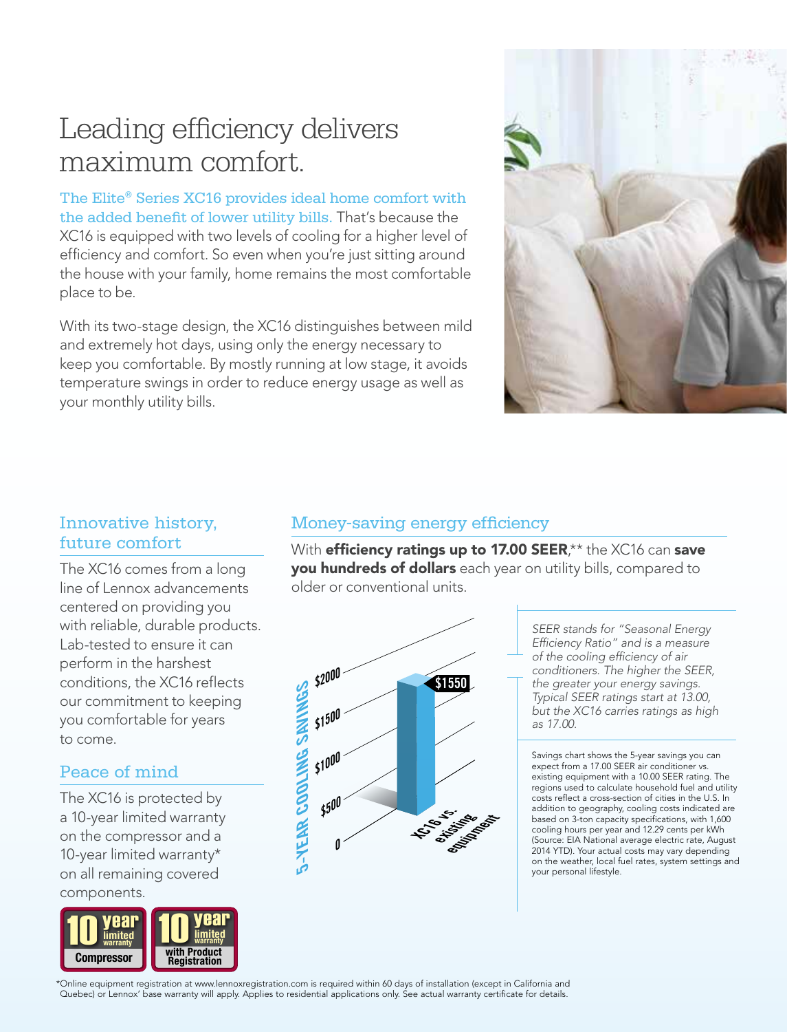# Leading efficiency delivers maximum comfort.

The Elite® Series XC16 provides ideal home comfort with the added benefit of lower utility bills. That's because the XC16 is equipped with two levels of cooling for a higher level of efficiency and comfort. So even when you're just sitting around the house with your family, home remains the most comfortable place to be.

With its two-stage design, the XC16 distinguishes between mild and extremely hot days, using only the energy necessary to keep you comfortable. By mostly running at low stage, it avoids temperature swings in order to reduce energy usage as well as your monthly utility bills.

## Innovative history, future comfort

The XC16 comes from a long line of Lennox advancements centered on providing you with reliable, durable products. Lab-tested to ensure it can perform in the harshest conditions, the XC16 reflects our commitment to keeping you comfortable for years to come.

## Peace of mind

The XC16 is protected by a 10-year limited warranty on the compressor and a 10-year limited warranty* on all remaining covered components.

10 year limited warranty Compressor

10 year limited warranty with Product Registration

## Money-saving energy efficiency

With **efficiency ratings up to 17.00 SEER**,** the XC16 can **save you hundreds of dollars** each year on utility bills, compared to older or conventional units.

5-YEAR COOLING SAVINGS

| XC16 vs. existing equipment |
|---|
| $1550 |

*SEER stands for "Seasonal Energy Efficiency Ratio" and is a measure of the cooling efficiency of air conditioners. The higher the SEER, the greater your energy savings. Typical SEER ratings start at 13.00, but the XC16 carries ratings as high as 17.00.*

Savings chart shows the 5-year savings you can expect from a 17.00 SEER air conditioner vs. existing equipment with a 10.00 SEER rating. The regions used to calculate household fuel and utility costs reflect a cross-section of cities in the U.S. In addition to geography, cooling costs indicated are based on 3-ton capacity specifications, with 1,600 cooling hours per year and 12.29 cents per kWh (Source: EIA National average electric rate, August 2014 YTD). Your actual costs may vary depending on the weather, local fuel rates, system settings and your personal lifestyle.

*Online equipment registration at www.lennoxregistration.com is required within 60 days of installation (except in California and Quebec) or Lennox' base warranty will apply. Applies to residential applications only. See actual warranty certificate for details.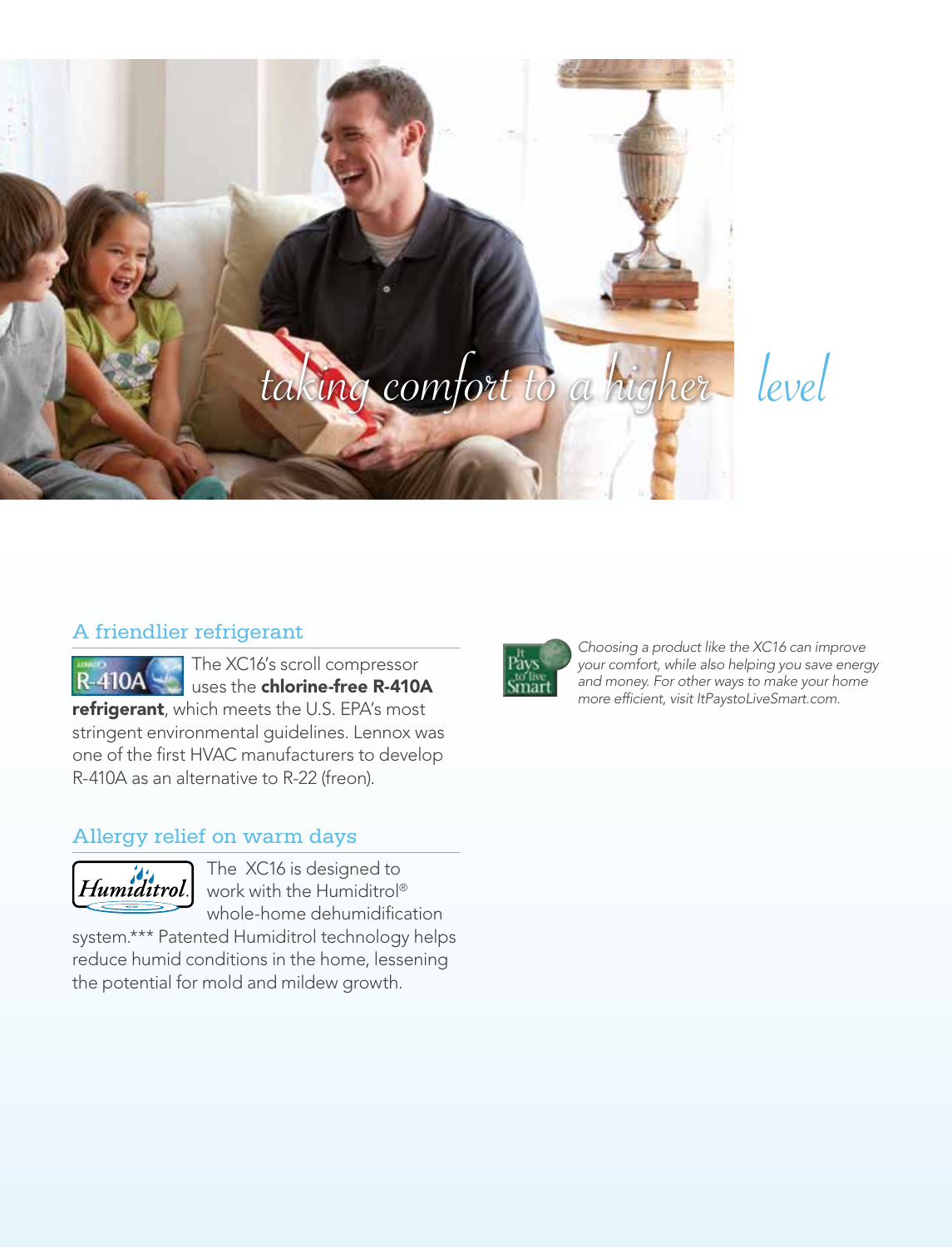*taking comfort to a higher level*

## A friendlier refrigerant

The XC16's scroll compressor uses the **chlorine-free R-410A refrigerant**, which meets the U.S. EPA's most stringent environmental guidelines. Lennox was one of the first HVAC manufacturers to develop R-410A as an alternative to R-22 (freon).

## Allergy relief on warm days

The XC16 is designed to work with the Humiditrol® whole-home dehumidification system.*** Patented Humiditrol technology helps reduce humid conditions in the home, lessening the potential for mold and mildew growth.

*Choosing a product like the XC16 can improve your comfort, while also helping you save energy and money. For other ways to make your home more efficient, visit ItPaystoLiveSmart.com.*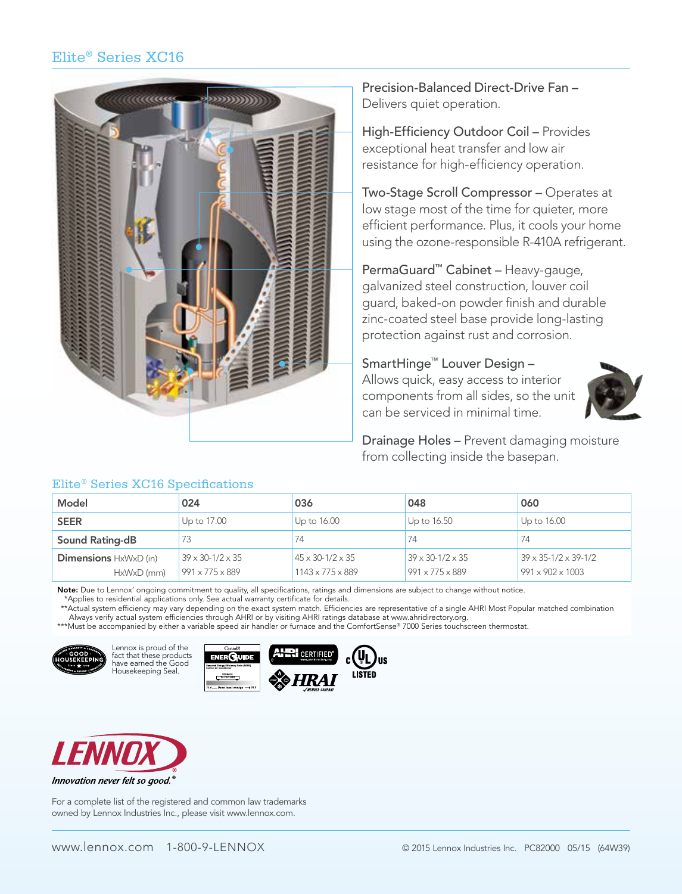## Elite® Series XC16

**Precision-Balanced Direct-Drive Fan** – Delivers quiet operation.

**High-Efficiency Outdoor Coil** – Provides exceptional heat transfer and low air resistance for high-efficiency operation.

**Two-Stage Scroll Compressor** – Operates at low stage most of the time for quieter, more efficient performance. Plus, it cools your home using the ozone-responsible R-410A refrigerant.

**PermaGuard™ Cabinet** – Heavy-gauge, galvanized steel construction, louver coil guard, baked-on powder finish and durable zinc-coated steel base provide long-lasting protection against rust and corrosion.

**SmartHinge™ Louver Design** – Allows quick, easy access to interior components from all sides, so the unit can be serviced in minimal time.

**Drainage Holes** – Prevent damaging moisture from collecting inside the basepan.

### Elite® Series XC16 Specifications

| Model | 024 | 036 | 048 | 060 |
|---|---|---|---|---|
| **SEER** | Up to 17.00 | Up to 16.00 | Up to 16.50 | Up to 16.00 |
| **Sound Rating-dB** | 73 | 74 | 74 | 74 |
| **Dimensions** HxWxD (in) | 39 x 30-1/2 x 35 | 45 x 30-1/2 x 35 | 39 x 30-1/2 x 35 | 39 x 35-1/2 x 39-1/2 |
| HxWxD (mm) | 991 x 775 x 889 | 1143 x 775 x 889 | 991 x 775 x 889 | 991 x 902 x 1003 |

**Note:** Due to Lennox' ongoing commitment to quality, all specifications, ratings and dimensions are subject to change without notice.
*Applies to residential applications only. See actual warranty certificate for details.
**Actual system efficiency may vary depending on the exact system match. Efficiencies are representative of a single AHRI Most Popular matched combination Always verify actual system efficiencies through AHRI or by visiting AHRI ratings database at www.ahridirectory.org.
***Must be accompanied by either a variable speed air handler or furnace and the ComfortSense® 7000 Series touchscreen thermostat.

Lennox is proud of the fact that these products have earned the Good Housekeeping Seal.

LENNOX
*Innovation never felt so good.®*

For a complete list of the registered and common law trademarks owned by Lennox Industries Inc., please visit www.lennox.com.

www.lennox.com 1-800-9-LENNOX

© 2015 Lennox Industries Inc. PC82000 05/15 (64W39)